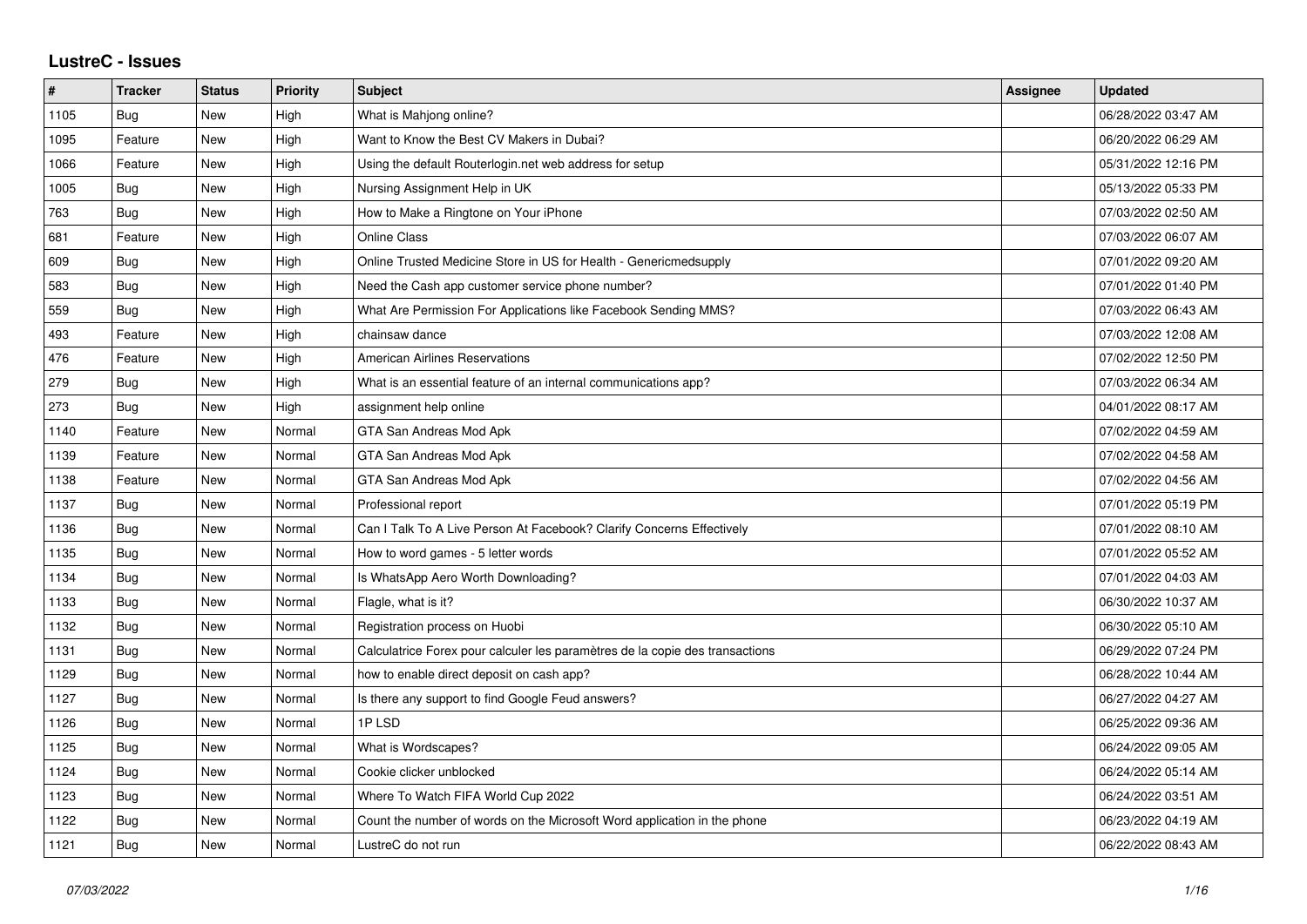# LustreC - Issues

| # | Tracker | Status | Priority | Subject | Assignee | Updated |
|---|---|---|---|---|---|---|
| 1105 | Bug | New | High | What is Mahjong online? | | 06/28/2022 03:47 AM |
| 1095 | Feature | New | High | Want to Know the Best CV Makers in Dubai? | | 06/20/2022 06:29 AM |
| 1066 | Feature | New | High | Using the default Routerlogin.net web address for setup | | 05/31/2022 12:16 PM |
| 1005 | Bug | New | High | Nursing Assignment Help in UK | | 05/13/2022 05:33 PM |
| 763 | Bug | New | High | How to Make a Ringtone on Your iPhone | | 07/03/2022 02:50 AM |
| 681 | Feature | New | High | Online Class | | 07/03/2022 06:07 AM |
| 609 | Bug | New | High | Online Trusted Medicine Store in US for Health - Genericmedsupply | | 07/01/2022 09:20 AM |
| 583 | Bug | New | High | Need the Cash app customer service phone number? | | 07/01/2022 01:40 PM |
| 559 | Bug | New | High | What Are Permission For Applications like Facebook Sending MMS? | | 07/03/2022 06:43 AM |
| 493 | Feature | New | High | chainsaw dance | | 07/03/2022 12:08 AM |
| 476 | Feature | New | High | American Airlines Reservations | | 07/02/2022 12:50 PM |
| 279 | Bug | New | High | What is an essential feature of an internal communications app? | | 07/03/2022 06:34 AM |
| 273 | Bug | New | High | assignment help online | | 04/01/2022 08:17 AM |
| 1140 | Feature | New | Normal | GTA San Andreas Mod Apk | | 07/02/2022 04:59 AM |
| 1139 | Feature | New | Normal | GTA San Andreas Mod Apk | | 07/02/2022 04:58 AM |
| 1138 | Feature | New | Normal | GTA San Andreas Mod Apk | | 07/02/2022 04:56 AM |
| 1137 | Bug | New | Normal | Professional report | | 07/01/2022 05:19 PM |
| 1136 | Bug | New | Normal | Can I Talk To A Live Person At Facebook? Clarify Concerns Effectively | | 07/01/2022 08:10 AM |
| 1135 | Bug | New | Normal | How to word games - 5 letter words | | 07/01/2022 05:52 AM |
| 1134 | Bug | New | Normal | Is WhatsApp Aero Worth Downloading? | | 07/01/2022 04:03 AM |
| 1133 | Bug | New | Normal | Flagle, what is it? | | 06/30/2022 10:37 AM |
| 1132 | Bug | New | Normal | Registration process on Huobi | | 06/30/2022 05:10 AM |
| 1131 | Bug | New | Normal | Calculatrice Forex pour calculer les paramètres de la copie des transactions | | 06/29/2022 07:24 PM |
| 1129 | Bug | New | Normal | how to enable direct deposit on cash app? | | 06/28/2022 10:44 AM |
| 1127 | Bug | New | Normal | Is there any support to find Google Feud answers? | | 06/27/2022 04:27 AM |
| 1126 | Bug | New | Normal | 1P LSD | | 06/25/2022 09:36 AM |
| 1125 | Bug | New | Normal | What is Wordscapes? | | 06/24/2022 09:05 AM |
| 1124 | Bug | New | Normal | Cookie clicker unblocked | | 06/24/2022 05:14 AM |
| 1123 | Bug | New | Normal | Where To Watch FIFA World Cup 2022 | | 06/24/2022 03:51 AM |
| 1122 | Bug | New | Normal | Count the number of words on the Microsoft Word application in the phone | | 06/23/2022 04:19 AM |
| 1121 | Bug | New | Normal | LustreC do not run | | 06/22/2022 08:43 AM |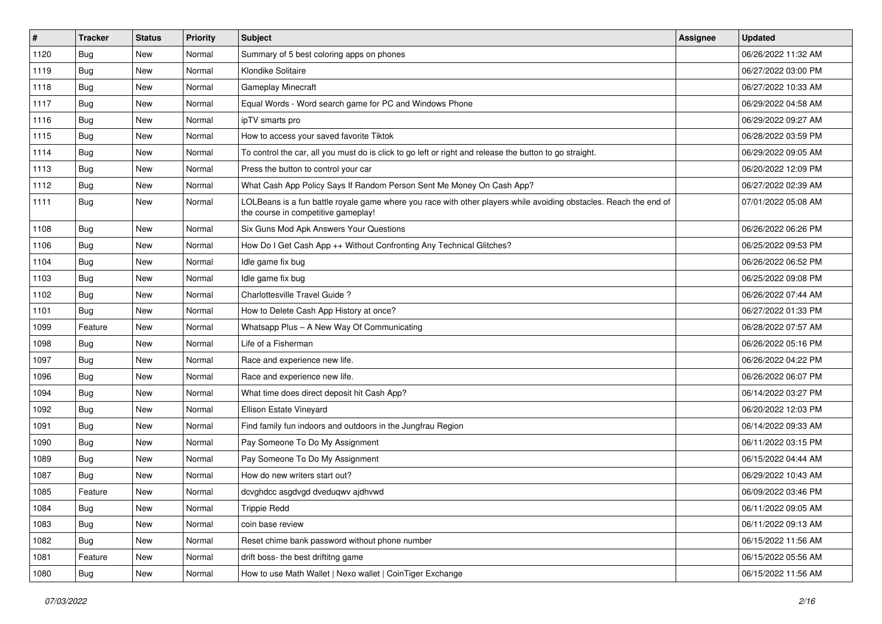| # | Tracker | Status | Priority | Subject | Assignee | Updated |
|---|---|---|---|---|---|---|
| 1120 | Bug | New | Normal | Summary of 5 best coloring apps on phones | | 06/26/2022 11:32 AM |
| 1119 | Bug | New | Normal | Klondike Solitaire | | 06/27/2022 03:00 PM |
| 1118 | Bug | New | Normal | Gameplay Minecraft | | 06/27/2022 10:33 AM |
| 1117 | Bug | New | Normal | Equal Words - Word search game for PC and Windows Phone | | 06/29/2022 04:58 AM |
| 1116 | Bug | New | Normal | ipTV smarts pro | | 06/29/2022 09:27 AM |
| 1115 | Bug | New | Normal | How to access your saved favorite Tiktok | | 06/28/2022 03:59 PM |
| 1114 | Bug | New | Normal | To control the car, all you must do is click to go left or right and release the button to go straight. | | 06/29/2022 09:05 AM |
| 1113 | Bug | New | Normal | Press the button to control your car | | 06/20/2022 12:09 PM |
| 1112 | Bug | New | Normal | What Cash App Policy Says If Random Person Sent Me Money On Cash App? | | 06/27/2022 02:39 AM |
| 1111 | Bug | New | Normal | LOLBeans is a fun battle royale game where you race with other players while avoiding obstacles. Reach the end of the course in competitive gameplay! | | 07/01/2022 05:08 AM |
| 1108 | Bug | New | Normal | Six Guns Mod Apk Answers Your Questions | | 06/26/2022 06:26 PM |
| 1106 | Bug | New | Normal | How Do I Get Cash App ++ Without Confronting Any Technical Glitches? | | 06/25/2022 09:53 PM |
| 1104 | Bug | New | Normal | Idle game fix bug | | 06/26/2022 06:52 PM |
| 1103 | Bug | New | Normal | Idle game fix bug | | 06/25/2022 09:08 PM |
| 1102 | Bug | New | Normal | Charlottesville Travel Guide ? | | 06/26/2022 07:44 AM |
| 1101 | Bug | New | Normal | How to Delete Cash App History at once? | | 06/27/2022 01:33 PM |
| 1099 | Feature | New | Normal | Whatsapp Plus – A New Way Of Communicating | | 06/28/2022 07:57 AM |
| 1098 | Bug | New | Normal | Life of a Fisherman | | 06/26/2022 05:16 PM |
| 1097 | Bug | New | Normal | Race and experience new life. | | 06/26/2022 04:22 PM |
| 1096 | Bug | New | Normal | Race and experience new life. | | 06/26/2022 06:07 PM |
| 1094 | Bug | New | Normal | What time does direct deposit hit Cash App? | | 06/14/2022 03:27 PM |
| 1092 | Bug | New | Normal | Ellison Estate Vineyard | | 06/20/2022 12:03 PM |
| 1091 | Bug | New | Normal | Find family fun indoors and outdoors in the Jungfrau Region | | 06/14/2022 09:33 AM |
| 1090 | Bug | New | Normal | Pay Someone To Do My Assignment | | 06/11/2022 03:15 PM |
| 1089 | Bug | New | Normal | Pay Someone To Do My Assignment | | 06/15/2022 04:44 AM |
| 1087 | Bug | New | Normal | How do new writers start out? | | 06/29/2022 10:43 AM |
| 1085 | Feature | New | Normal | dcvghdcc asgdvgd dveduqwv ajdhvwd | | 06/09/2022 03:46 PM |
| 1084 | Bug | New | Normal | Trippie Redd | | 06/11/2022 09:05 AM |
| 1083 | Bug | New | Normal | coin base review | | 06/11/2022 09:13 AM |
| 1082 | Bug | New | Normal | Reset chime bank password without phone number | | 06/15/2022 11:56 AM |
| 1081 | Feature | New | Normal | drift boss- the best driftitng game | | 06/15/2022 05:56 AM |
| 1080 | Bug | New | Normal | How to use Math Wallet \| Nexo wallet \| CoinTiger Exchange | | 06/15/2022 11:56 AM |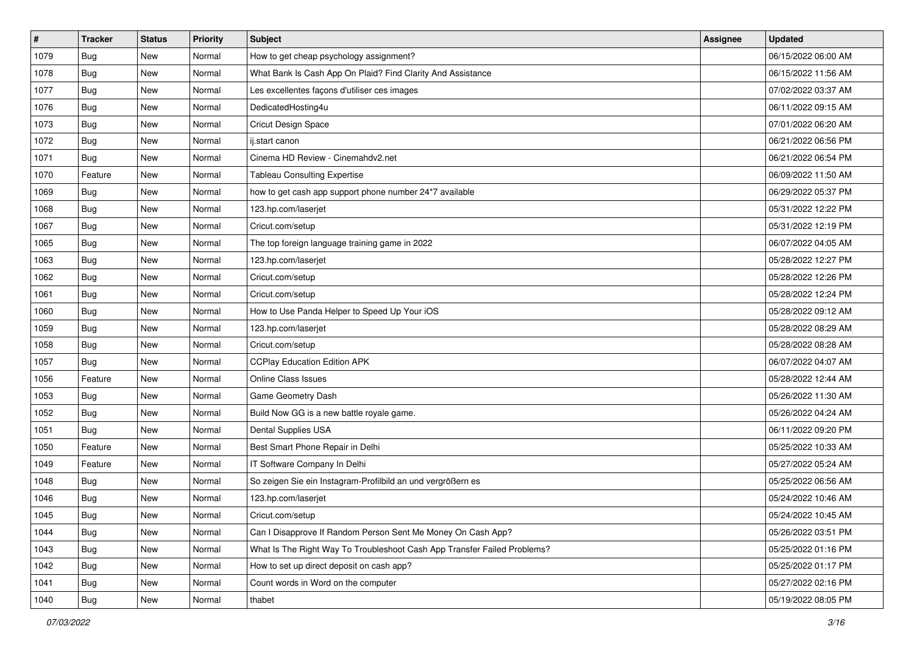| # | Tracker | Status | Priority | Subject | Assignee | Updated |
|---|---|---|---|---|---|---|
| 1079 | Bug | New | Normal | How to get cheap psychology assignment? | | 06/15/2022 06:00 AM |
| 1078 | Bug | New | Normal | What Bank Is Cash App On Plaid? Find Clarity And Assistance | | 06/15/2022 11:56 AM |
| 1077 | Bug | New | Normal | Les excellentes façons d'utiliser ces images | | 07/02/2022 03:37 AM |
| 1076 | Bug | New | Normal | DedicatedHosting4u | | 06/11/2022 09:15 AM |
| 1073 | Bug | New | Normal | Cricut Design Space | | 07/01/2022 06:20 AM |
| 1072 | Bug | New | Normal | ij.start canon | | 06/21/2022 06:56 PM |
| 1071 | Bug | New | Normal | Cinema HD Review - Cinemahdv2.net | | 06/21/2022 06:54 PM |
| 1070 | Feature | New | Normal | Tableau Consulting Expertise | | 06/09/2022 11:50 AM |
| 1069 | Bug | New | Normal | how to get cash app support phone number 24*7 available | | 06/29/2022 05:37 PM |
| 1068 | Bug | New | Normal | 123.hp.com/laserjet | | 05/31/2022 12:22 PM |
| 1067 | Bug | New | Normal | Cricut.com/setup | | 05/31/2022 12:19 PM |
| 1065 | Bug | New | Normal | The top foreign language training game in 2022 | | 06/07/2022 04:05 AM |
| 1063 | Bug | New | Normal | 123.hp.com/laserjet | | 05/28/2022 12:27 PM |
| 1062 | Bug | New | Normal | Cricut.com/setup | | 05/28/2022 12:26 PM |
| 1061 | Bug | New | Normal | Cricut.com/setup | | 05/28/2022 12:24 PM |
| 1060 | Bug | New | Normal | How to Use Panda Helper to Speed Up Your iOS | | 05/28/2022 09:12 AM |
| 1059 | Bug | New | Normal | 123.hp.com/laserjet | | 05/28/2022 08:29 AM |
| 1058 | Bug | New | Normal | Cricut.com/setup | | 05/28/2022 08:28 AM |
| 1057 | Bug | New | Normal | CCPlay Education Edition APK | | 06/07/2022 04:07 AM |
| 1056 | Feature | New | Normal | Online Class Issues | | 05/28/2022 12:44 AM |
| 1053 | Bug | New | Normal | Game Geometry Dash | | 05/26/2022 11:30 AM |
| 1052 | Bug | New | Normal | Build Now GG is a new battle royale game. | | 05/26/2022 04:24 AM |
| 1051 | Bug | New | Normal | Dental Supplies USA | | 06/11/2022 09:20 PM |
| 1050 | Feature | New | Normal | Best Smart Phone Repair in Delhi | | 05/25/2022 10:33 AM |
| 1049 | Feature | New | Normal | IT Software Company In Delhi | | 05/27/2022 05:24 AM |
| 1048 | Bug | New | Normal | So zeigen Sie ein Instagram-Profilbild an und vergrößern es | | 05/25/2022 06:56 AM |
| 1046 | Bug | New | Normal | 123.hp.com/laserjet | | 05/24/2022 10:46 AM |
| 1045 | Bug | New | Normal | Cricut.com/setup | | 05/24/2022 10:45 AM |
| 1044 | Bug | New | Normal | Can I Disapprove If Random Person Sent Me Money On Cash App? | | 05/26/2022 03:51 PM |
| 1043 | Bug | New | Normal | What Is The Right Way To Troubleshoot Cash App Transfer Failed Problems? | | 05/25/2022 01:16 PM |
| 1042 | Bug | New | Normal | How to set up direct deposit on cash app? | | 05/25/2022 01:17 PM |
| 1041 | Bug | New | Normal | Count words in Word on the computer | | 05/27/2022 02:16 PM |
| 1040 | Bug | New | Normal | thabet | | 05/19/2022 08:05 PM |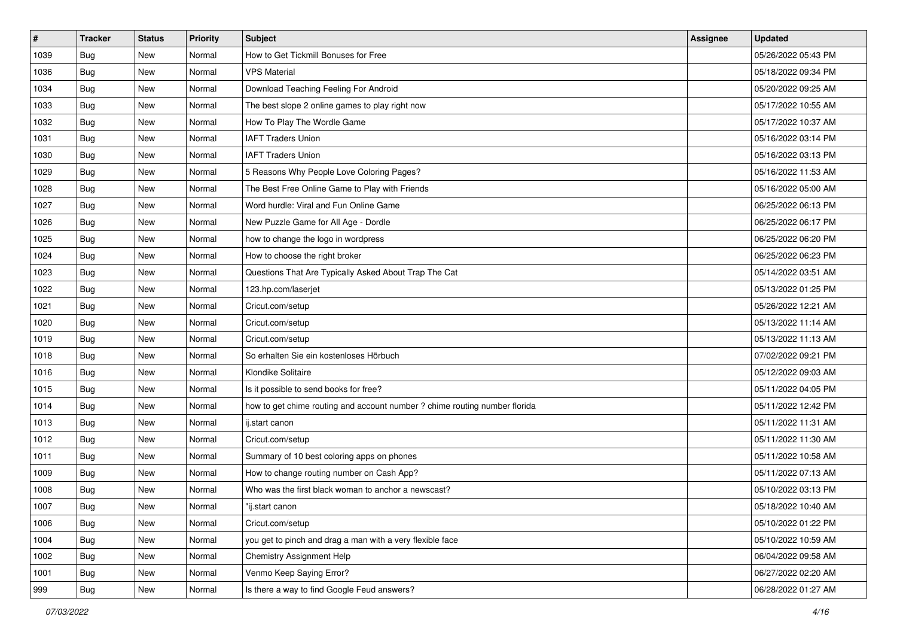| # | Tracker | Status | Priority | Subject | Assignee | Updated |
|---|---|---|---|---|---|---|
| 1039 | Bug | New | Normal | How to Get Tickmill Bonuses for Free | | 05/26/2022 05:43 PM |
| 1036 | Bug | New | Normal | VPS Material | | 05/18/2022 09:34 PM |
| 1034 | Bug | New | Normal | Download Teaching Feeling For Android | | 05/20/2022 09:25 AM |
| 1033 | Bug | New | Normal | The best slope 2 online games to play right now | | 05/17/2022 10:55 AM |
| 1032 | Bug | New | Normal | How To Play The Wordle Game | | 05/17/2022 10:37 AM |
| 1031 | Bug | New | Normal | IAFT Traders Union | | 05/16/2022 03:14 PM |
| 1030 | Bug | New | Normal | IAFT Traders Union | | 05/16/2022 03:13 PM |
| 1029 | Bug | New | Normal | 5 Reasons Why People Love Coloring Pages? | | 05/16/2022 11:53 AM |
| 1028 | Bug | New | Normal | The Best Free Online Game to Play with Friends | | 05/16/2022 05:00 AM |
| 1027 | Bug | New | Normal | Word hurdle: Viral and Fun Online Game | | 06/25/2022 06:13 PM |
| 1026 | Bug | New | Normal | New Puzzle Game for All Age - Dordle | | 06/25/2022 06:17 PM |
| 1025 | Bug | New | Normal | how to change the logo in wordpress | | 06/25/2022 06:20 PM |
| 1024 | Bug | New | Normal | How to choose the right broker | | 06/25/2022 06:23 PM |
| 1023 | Bug | New | Normal | Questions That Are Typically Asked About Trap The Cat | | 05/14/2022 03:51 AM |
| 1022 | Bug | New | Normal | 123.hp.com/laserjet | | 05/13/2022 01:25 PM |
| 1021 | Bug | New | Normal | Cricut.com/setup | | 05/26/2022 12:21 AM |
| 1020 | Bug | New | Normal | Cricut.com/setup | | 05/13/2022 11:14 AM |
| 1019 | Bug | New | Normal | Cricut.com/setup | | 05/13/2022 11:13 AM |
| 1018 | Bug | New | Normal | So erhalten Sie ein kostenloses Hörbuch | | 07/02/2022 09:21 PM |
| 1016 | Bug | New | Normal | Klondike Solitaire | | 05/12/2022 09:03 AM |
| 1015 | Bug | New | Normal | Is it possible to send books for free? | | 05/11/2022 04:05 PM |
| 1014 | Bug | New | Normal | how to get chime routing and account number ? chime routing number florida | | 05/11/2022 12:42 PM |
| 1013 | Bug | New | Normal | ij.start canon | | 05/11/2022 11:31 AM |
| 1012 | Bug | New | Normal | Cricut.com/setup | | 05/11/2022 11:30 AM |
| 1011 | Bug | New | Normal | Summary of 10 best coloring apps on phones | | 05/11/2022 10:58 AM |
| 1009 | Bug | New | Normal | How to change routing number on Cash App? | | 05/11/2022 07:13 AM |
| 1008 | Bug | New | Normal | Who was the first black woman to anchor a newscast? | | 05/10/2022 03:13 PM |
| 1007 | Bug | New | Normal | "ij.start canon | | 05/18/2022 10:40 AM |
| 1006 | Bug | New | Normal | Cricut.com/setup | | 05/10/2022 01:22 PM |
| 1004 | Bug | New | Normal | you get to pinch and drag a man with a very flexible face | | 05/10/2022 10:59 AM |
| 1002 | Bug | New | Normal | Chemistry Assignment Help | | 06/04/2022 09:58 AM |
| 1001 | Bug | New | Normal | Venmo Keep Saying Error? | | 06/27/2022 02:20 AM |
| 999 | Bug | New | Normal | Is there a way to find Google Feud answers? | | 06/28/2022 01:27 AM |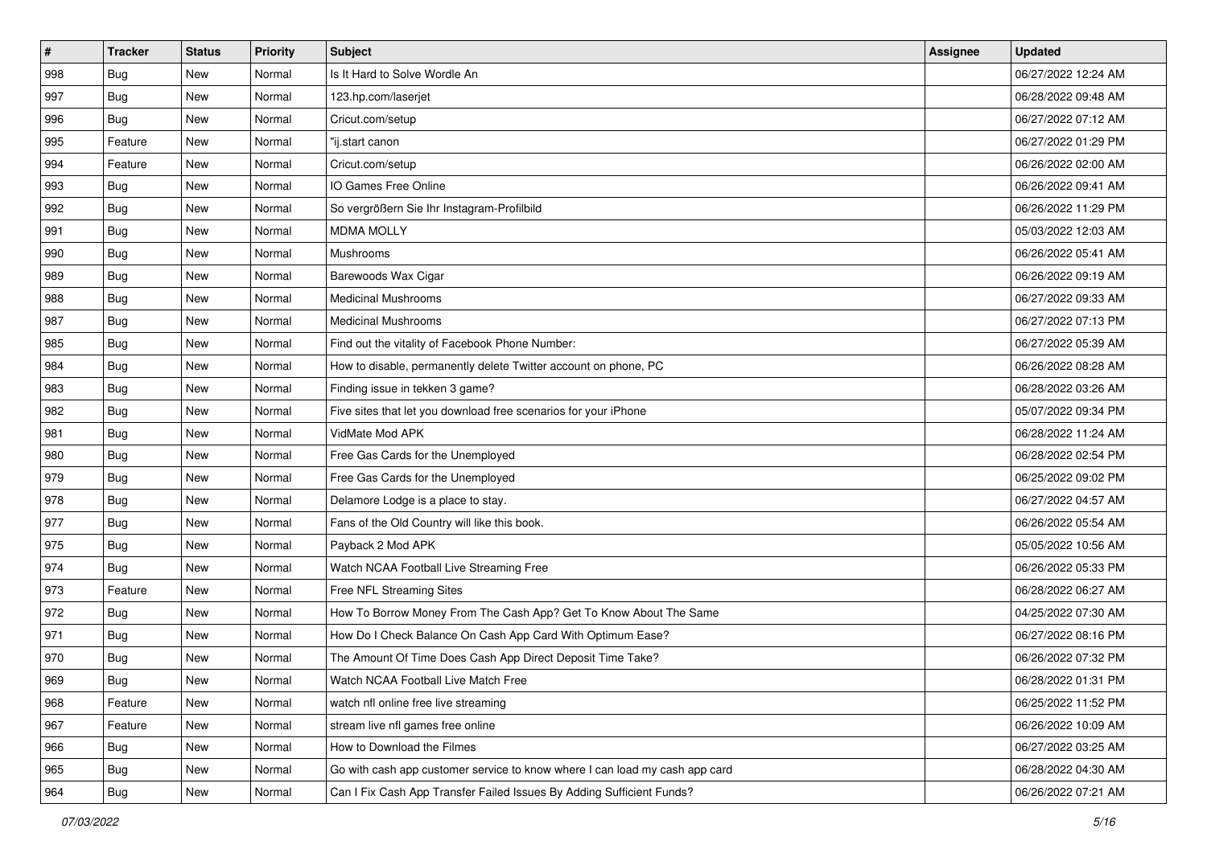| # | Tracker | Status | Priority | Subject | Assignee | Updated |
|---|---|---|---|---|---|---|
| 998 | Bug | New | Normal | Is It Hard to Solve Wordle An | | 06/27/2022 12:24 AM |
| 997 | Bug | New | Normal | 123.hp.com/laserjet | | 06/28/2022 09:48 AM |
| 996 | Bug | New | Normal | Cricut.com/setup | | 06/27/2022 07:12 AM |
| 995 | Feature | New | Normal | "ij.start canon | | 06/27/2022 01:29 PM |
| 994 | Feature | New | Normal | Cricut.com/setup | | 06/26/2022 02:00 AM |
| 993 | Bug | New | Normal | IO Games Free Online | | 06/26/2022 09:41 AM |
| 992 | Bug | New | Normal | So vergrößern Sie Ihr Instagram-Profilbild | | 06/26/2022 11:29 PM |
| 991 | Bug | New | Normal | MDMA MOLLY | | 05/03/2022 12:03 AM |
| 990 | Bug | New | Normal | Mushrooms | | 06/26/2022 05:41 AM |
| 989 | Bug | New | Normal | Barewoods Wax Cigar | | 06/26/2022 09:19 AM |
| 988 | Bug | New | Normal | Medicinal Mushrooms | | 06/27/2022 09:33 AM |
| 987 | Bug | New | Normal | Medicinal Mushrooms | | 06/27/2022 07:13 PM |
| 985 | Bug | New | Normal | Find out the vitality of Facebook Phone Number: | | 06/27/2022 05:39 AM |
| 984 | Bug | New | Normal | How to disable, permanently delete Twitter account on phone, PC | | 06/26/2022 08:28 AM |
| 983 | Bug | New | Normal | Finding issue in tekken 3 game? | | 06/28/2022 03:26 AM |
| 982 | Bug | New | Normal | Five sites that let you download free scenarios for your iPhone | | 05/07/2022 09:34 PM |
| 981 | Bug | New | Normal | VidMate Mod APK | | 06/28/2022 11:24 AM |
| 980 | Bug | New | Normal | Free Gas Cards for the Unemployed | | 06/28/2022 02:54 PM |
| 979 | Bug | New | Normal | Free Gas Cards for the Unemployed | | 06/25/2022 09:02 PM |
| 978 | Bug | New | Normal | Delamore Lodge is a place to stay. | | 06/27/2022 04:57 AM |
| 977 | Bug | New | Normal | Fans of the Old Country will like this book. | | 06/26/2022 05:54 AM |
| 975 | Bug | New | Normal | Payback 2 Mod APK | | 05/05/2022 10:56 AM |
| 974 | Bug | New | Normal | Watch NCAA Football Live Streaming Free | | 06/26/2022 05:33 PM |
| 973 | Feature | New | Normal | Free NFL Streaming Sites | | 06/28/2022 06:27 AM |
| 972 | Bug | New | Normal | How To Borrow Money From The Cash App? Get To Know About The Same | | 04/25/2022 07:30 AM |
| 971 | Bug | New | Normal | How Do I Check Balance On Cash App Card With Optimum Ease? | | 06/27/2022 08:16 PM |
| 970 | Bug | New | Normal | The Amount Of Time Does Cash App Direct Deposit Time Take? | | 06/26/2022 07:32 PM |
| 969 | Bug | New | Normal | Watch NCAA Football Live Match Free | | 06/28/2022 01:31 PM |
| 968 | Feature | New | Normal | watch nfl online free live streaming | | 06/25/2022 11:52 PM |
| 967 | Feature | New | Normal | stream live nfl games free online | | 06/26/2022 10:09 AM |
| 966 | Bug | New | Normal | How to Download the Filmes | | 06/27/2022 03:25 AM |
| 965 | Bug | New | Normal | Go with cash app customer service to know where I can load my cash app card | | 06/28/2022 04:30 AM |
| 964 | Bug | New | Normal | Can I Fix Cash App Transfer Failed Issues By Adding Sufficient Funds? | | 06/26/2022 07:21 AM |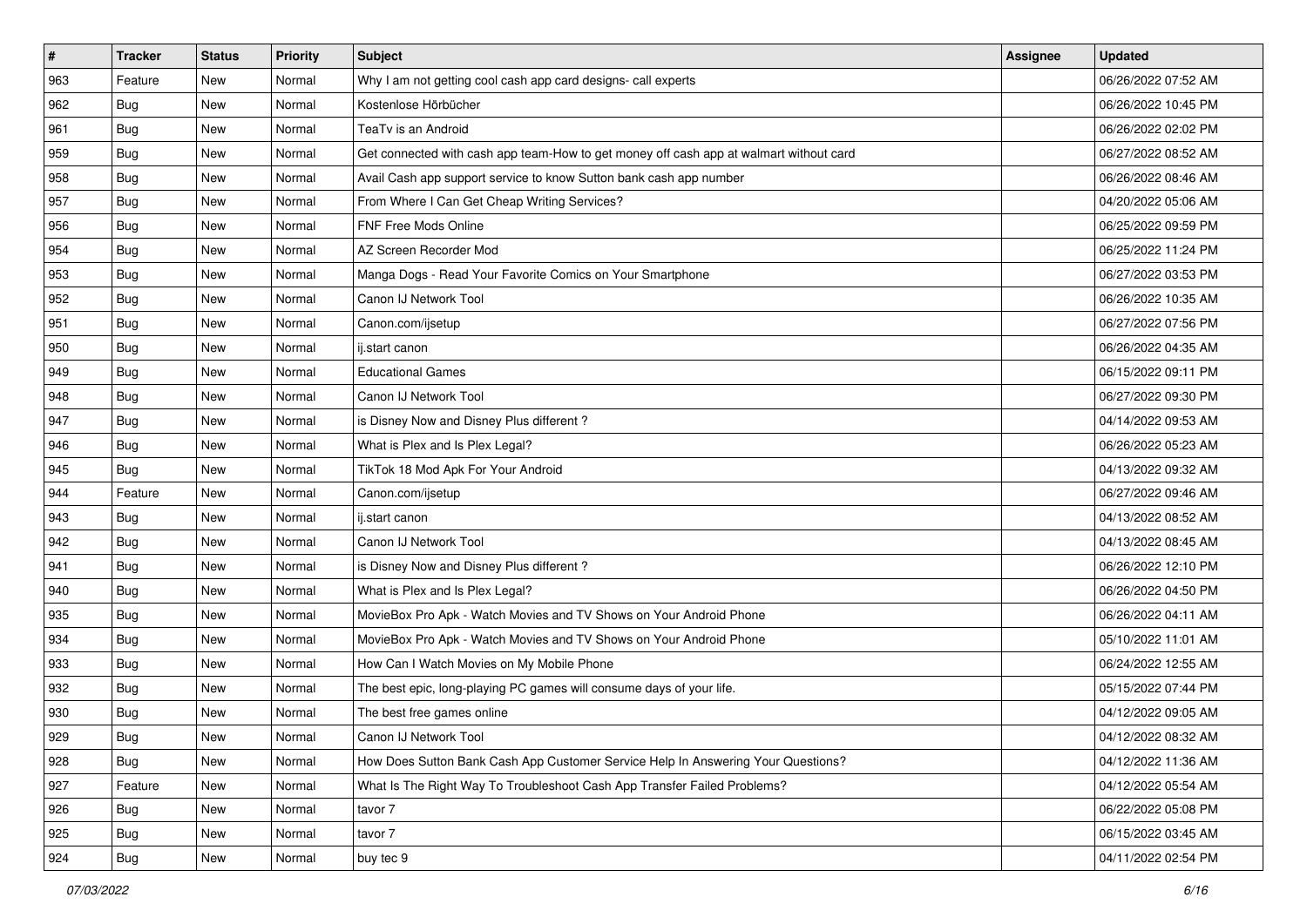| # | Tracker | Status | Priority | Subject | Assignee | Updated |
| --- | --- | --- | --- | --- | --- | --- |
| 963 | Feature | New | Normal | Why I am not getting cool cash app card designs- call experts | | 06/26/2022 07:52 AM |
| 962 | Bug | New | Normal | Kostenlose Hörbücher | | 06/26/2022 10:45 PM |
| 961 | Bug | New | Normal | TeaTv is an Android | | 06/26/2022 02:02 PM |
| 959 | Bug | New | Normal | Get connected with cash app team-How to get money off cash app at walmart without card | | 06/27/2022 08:52 AM |
| 958 | Bug | New | Normal | Avail Cash app support service to know Sutton bank cash app number | | 06/26/2022 08:46 AM |
| 957 | Bug | New | Normal | From Where I Can Get Cheap Writing Services? | | 04/20/2022 05:06 AM |
| 956 | Bug | New | Normal | FNF Free Mods Online | | 06/25/2022 09:59 PM |
| 954 | Bug | New | Normal | AZ Screen Recorder Mod | | 06/25/2022 11:24 PM |
| 953 | Bug | New | Normal | Manga Dogs - Read Your Favorite Comics on Your Smartphone | | 06/27/2022 03:53 PM |
| 952 | Bug | New | Normal | Canon IJ Network Tool | | 06/26/2022 10:35 AM |
| 951 | Bug | New | Normal | Canon.com/ijsetup | | 06/27/2022 07:56 PM |
| 950 | Bug | New | Normal | ij.start canon | | 06/26/2022 04:35 AM |
| 949 | Bug | New | Normal | Educational Games | | 06/15/2022 09:11 PM |
| 948 | Bug | New | Normal | Canon IJ Network Tool | | 06/27/2022 09:30 PM |
| 947 | Bug | New | Normal | is Disney Now and Disney Plus different ? | | 04/14/2022 09:53 AM |
| 946 | Bug | New | Normal | What is Plex and Is Plex Legal? | | 06/26/2022 05:23 AM |
| 945 | Bug | New | Normal | TikTok 18 Mod Apk For Your Android | | 04/13/2022 09:32 AM |
| 944 | Feature | New | Normal | Canon.com/ijsetup | | 06/27/2022 09:46 AM |
| 943 | Bug | New | Normal | ij.start canon | | 04/13/2022 08:52 AM |
| 942 | Bug | New | Normal | Canon IJ Network Tool | | 04/13/2022 08:45 AM |
| 941 | Bug | New | Normal | is Disney Now and Disney Plus different ? | | 06/26/2022 12:10 PM |
| 940 | Bug | New | Normal | What is Plex and Is Plex Legal? | | 06/26/2022 04:50 PM |
| 935 | Bug | New | Normal | MovieBox Pro Apk - Watch Movies and TV Shows on Your Android Phone | | 06/26/2022 04:11 AM |
| 934 | Bug | New | Normal | MovieBox Pro Apk - Watch Movies and TV Shows on Your Android Phone | | 05/10/2022 11:01 AM |
| 933 | Bug | New | Normal | How Can I Watch Movies on My Mobile Phone | | 06/24/2022 12:55 AM |
| 932 | Bug | New | Normal | The best epic, long-playing PC games will consume days of your life. | | 05/15/2022 07:44 PM |
| 930 | Bug | New | Normal | The best free games online | | 04/12/2022 09:05 AM |
| 929 | Bug | New | Normal | Canon IJ Network Tool | | 04/12/2022 08:32 AM |
| 928 | Bug | New | Normal | How Does Sutton Bank Cash App Customer Service Help In Answering Your Questions? | | 04/12/2022 11:36 AM |
| 927 | Feature | New | Normal | What Is The Right Way To Troubleshoot Cash App Transfer Failed Problems? | | 04/12/2022 05:54 AM |
| 926 | Bug | New | Normal | tavor 7 | | 06/22/2022 05:08 PM |
| 925 | Bug | New | Normal | tavor 7 | | 06/15/2022 03:45 AM |
| 924 | Bug | New | Normal | buy tec 9 | | 04/11/2022 02:54 PM |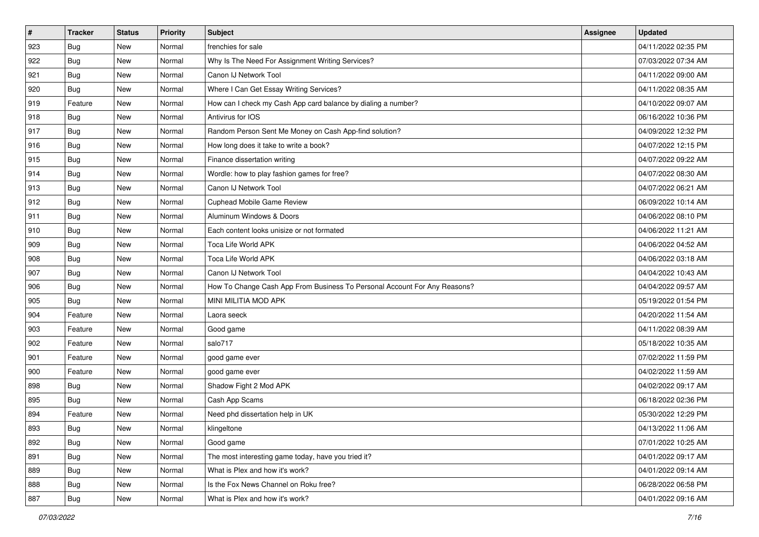| # | Tracker | Status | Priority | Subject | Assignee | Updated |
| --- | --- | --- | --- | --- | --- | --- |
| 923 | Bug | New | Normal | frenchies for sale | | 04/11/2022 02:35 PM |
| 922 | Bug | New | Normal | Why Is The Need For Assignment Writing Services? | | 07/03/2022 07:34 AM |
| 921 | Bug | New | Normal | Canon IJ Network Tool | | 04/11/2022 09:00 AM |
| 920 | Bug | New | Normal | Where I Can Get Essay Writing Services? | | 04/11/2022 08:35 AM |
| 919 | Feature | New | Normal | How can I check my Cash App card balance by dialing a number? | | 04/10/2022 09:07 AM |
| 918 | Bug | New | Normal | Antivirus for IOS | | 06/16/2022 10:36 PM |
| 917 | Bug | New | Normal | Random Person Sent Me Money on Cash App-find solution? | | 04/09/2022 12:32 PM |
| 916 | Bug | New | Normal | How long does it take to write a book? | | 04/07/2022 12:15 PM |
| 915 | Bug | New | Normal | Finance dissertation writing | | 04/07/2022 09:22 AM |
| 914 | Bug | New | Normal | Wordle: how to play fashion games for free? | | 04/07/2022 08:30 AM |
| 913 | Bug | New | Normal | Canon IJ Network Tool | | 04/07/2022 06:21 AM |
| 912 | Bug | New | Normal | Cuphead Mobile Game Review | | 06/09/2022 10:14 AM |
| 911 | Bug | New | Normal | Aluminum Windows & Doors | | 04/06/2022 08:10 PM |
| 910 | Bug | New | Normal | Each content looks unisize or not formated | | 04/06/2022 11:21 AM |
| 909 | Bug | New | Normal | Toca Life World APK | | 04/06/2022 04:52 AM |
| 908 | Bug | New | Normal | Toca Life World APK | | 04/06/2022 03:18 AM |
| 907 | Bug | New | Normal | Canon IJ Network Tool | | 04/04/2022 10:43 AM |
| 906 | Bug | New | Normal | How To Change Cash App From Business To Personal Account For Any Reasons? | | 04/04/2022 09:57 AM |
| 905 | Bug | New | Normal | MINI MILITIA MOD APK | | 05/19/2022 01:54 PM |
| 904 | Feature | New | Normal | Laora seeck | | 04/20/2022 11:54 AM |
| 903 | Feature | New | Normal | Good game | | 04/11/2022 08:39 AM |
| 902 | Feature | New | Normal | salo717 | | 05/18/2022 10:35 AM |
| 901 | Feature | New | Normal | good game ever | | 07/02/2022 11:59 PM |
| 900 | Feature | New | Normal | good game ever | | 04/02/2022 11:59 AM |
| 898 | Bug | New | Normal | Shadow Fight 2 Mod APK | | 04/02/2022 09:17 AM |
| 895 | Bug | New | Normal | Cash App Scams | | 06/18/2022 02:36 PM |
| 894 | Feature | New | Normal | Need phd dissertation help in UK | | 05/30/2022 12:29 PM |
| 893 | Bug | New | Normal | klingeltone | | 04/13/2022 11:06 AM |
| 892 | Bug | New | Normal | Good game | | 07/01/2022 10:25 AM |
| 891 | Bug | New | Normal | The most interesting game today, have you tried it? | | 04/01/2022 09:17 AM |
| 889 | Bug | New | Normal | What is Plex and how it's work? | | 04/01/2022 09:14 AM |
| 888 | Bug | New | Normal | Is the Fox News Channel on Roku free? | | 06/28/2022 06:58 PM |
| 887 | Bug | New | Normal | What is Plex and how it's work? | | 04/01/2022 09:16 AM |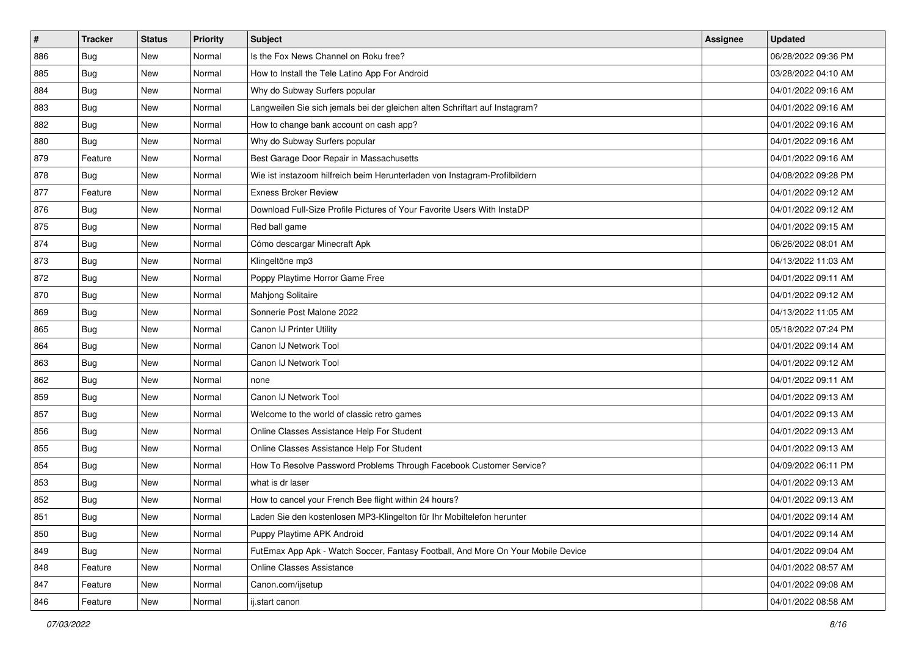| # | Tracker | Status | Priority | Subject | Assignee | Updated |
|---|---|---|---|---|---|---|
| 886 | Bug | New | Normal | Is the Fox News Channel on Roku free? | | 06/28/2022 09:36 PM |
| 885 | Bug | New | Normal | How to Install the Tele Latino App For Android | | 03/28/2022 04:10 AM |
| 884 | Bug | New | Normal | Why do Subway Surfers popular | | 04/01/2022 09:16 AM |
| 883 | Bug | New | Normal | Langweilen Sie sich jemals bei der gleichen alten Schriftart auf Instagram? | | 04/01/2022 09:16 AM |
| 882 | Bug | New | Normal | How to change bank account on cash app? | | 04/01/2022 09:16 AM |
| 880 | Bug | New | Normal | Why do Subway Surfers popular | | 04/01/2022 09:16 AM |
| 879 | Feature | New | Normal | Best Garage Door Repair in Massachusetts | | 04/01/2022 09:16 AM |
| 878 | Bug | New | Normal | Wie ist instazoom hilfreich beim Herunterladen von Instagram-Profilbildern | | 04/08/2022 09:28 PM |
| 877 | Feature | New | Normal | Exness Broker Review | | 04/01/2022 09:12 AM |
| 876 | Bug | New | Normal | Download Full-Size Profile Pictures of Your Favorite Users With InstaDP | | 04/01/2022 09:12 AM |
| 875 | Bug | New | Normal | Red ball game | | 04/01/2022 09:15 AM |
| 874 | Bug | New | Normal | Cómo descargar Minecraft Apk | | 06/26/2022 08:01 AM |
| 873 | Bug | New | Normal | Klingeltöne mp3 | | 04/13/2022 11:03 AM |
| 872 | Bug | New | Normal | Poppy Playtime Horror Game Free | | 04/01/2022 09:11 AM |
| 870 | Bug | New | Normal | Mahjong Solitaire | | 04/01/2022 09:12 AM |
| 869 | Bug | New | Normal | Sonnerie Post Malone 2022 | | 04/13/2022 11:05 AM |
| 865 | Bug | New | Normal | Canon IJ Printer Utility | | 05/18/2022 07:24 PM |
| 864 | Bug | New | Normal | Canon IJ Network Tool | | 04/01/2022 09:14 AM |
| 863 | Bug | New | Normal | Canon IJ Network Tool | | 04/01/2022 09:12 AM |
| 862 | Bug | New | Normal | none | | 04/01/2022 09:11 AM |
| 859 | Bug | New | Normal | Canon IJ Network Tool | | 04/01/2022 09:13 AM |
| 857 | Bug | New | Normal | Welcome to the world of classic retro games | | 04/01/2022 09:13 AM |
| 856 | Bug | New | Normal | Online Classes Assistance Help For Student | | 04/01/2022 09:13 AM |
| 855 | Bug | New | Normal | Online Classes Assistance Help For Student | | 04/01/2022 09:13 AM |
| 854 | Bug | New | Normal | How To Resolve Password Problems Through Facebook Customer Service? | | 04/09/2022 06:11 PM |
| 853 | Bug | New | Normal | what is dr laser | | 04/01/2022 09:13 AM |
| 852 | Bug | New | Normal | How to cancel your French Bee flight within 24 hours? | | 04/01/2022 09:13 AM |
| 851 | Bug | New | Normal | Laden Sie den kostenlosen MP3-Klingelton für Ihr Mobiltelefon herunter | | 04/01/2022 09:14 AM |
| 850 | Bug | New | Normal | Puppy Playtime APK Android | | 04/01/2022 09:14 AM |
| 849 | Bug | New | Normal | FutEmax App Apk - Watch Soccer, Fantasy Football, And More On Your Mobile Device | | 04/01/2022 09:04 AM |
| 848 | Feature | New | Normal | Online Classes Assistance | | 04/01/2022 08:57 AM |
| 847 | Feature | New | Normal | Canon.com/ijsetup | | 04/01/2022 09:08 AM |
| 846 | Feature | New | Normal | ij.start canon | | 04/01/2022 08:58 AM |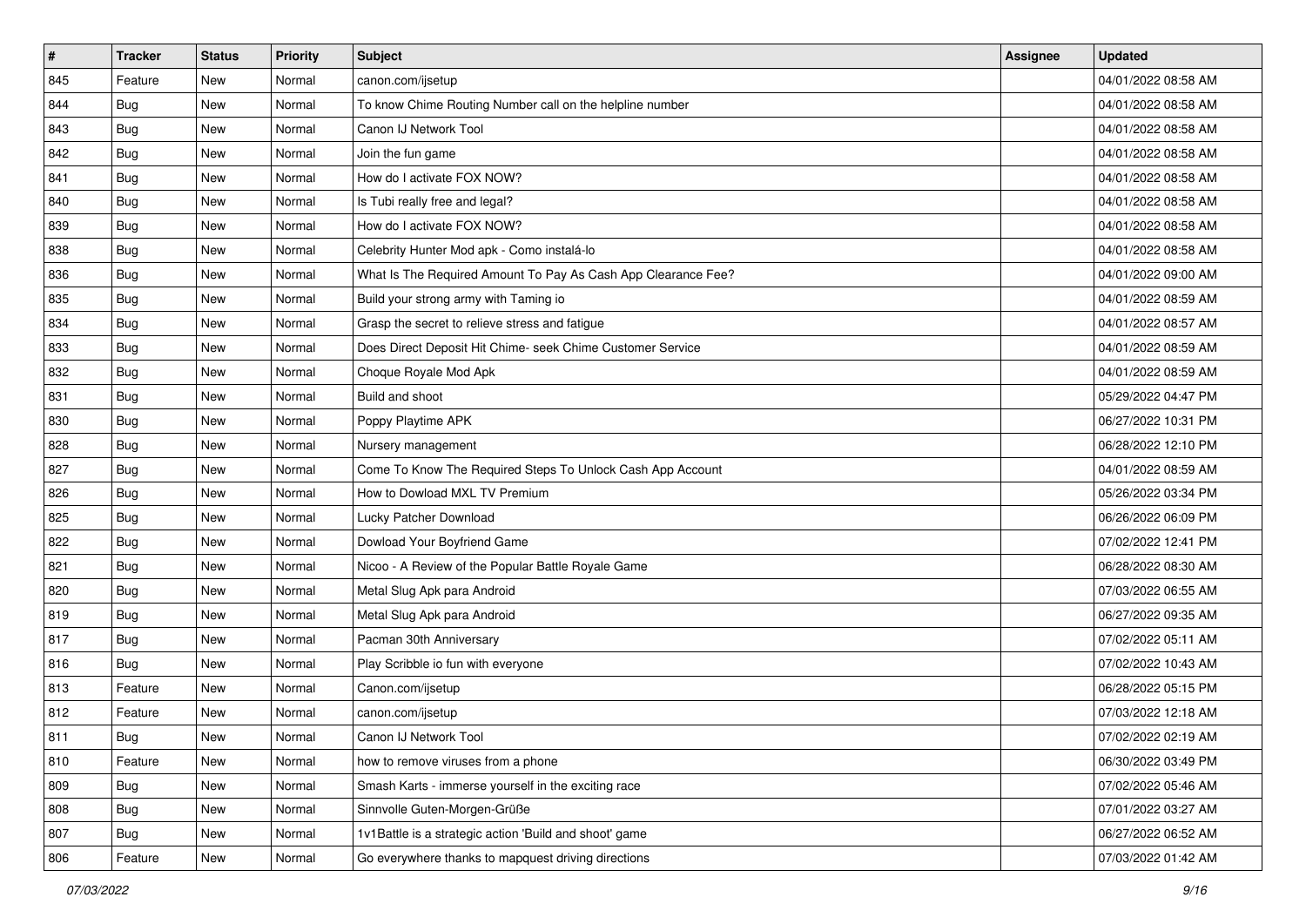| # | Tracker | Status | Priority | Subject | Assignee | Updated |
| --- | --- | --- | --- | --- | --- | --- |
| 845 | Feature | New | Normal | canon.com/ijsetup | | 04/01/2022 08:58 AM |
| 844 | Bug | New | Normal | To know Chime Routing Number call on the helpline number | | 04/01/2022 08:58 AM |
| 843 | Bug | New | Normal | Canon IJ Network Tool | | 04/01/2022 08:58 AM |
| 842 | Bug | New | Normal | Join the fun game | | 04/01/2022 08:58 AM |
| 841 | Bug | New | Normal | How do I activate FOX NOW? | | 04/01/2022 08:58 AM |
| 840 | Bug | New | Normal | Is Tubi really free and legal? | | 04/01/2022 08:58 AM |
| 839 | Bug | New | Normal | How do I activate FOX NOW? | | 04/01/2022 08:58 AM |
| 838 | Bug | New | Normal | Celebrity Hunter Mod apk - Como instalá-lo | | 04/01/2022 08:58 AM |
| 836 | Bug | New | Normal | What Is The Required Amount To Pay As Cash App Clearance Fee? | | 04/01/2022 09:00 AM |
| 835 | Bug | New | Normal | Build your strong army with Taming io | | 04/01/2022 08:59 AM |
| 834 | Bug | New | Normal | Grasp the secret to relieve stress and fatigue | | 04/01/2022 08:57 AM |
| 833 | Bug | New | Normal | Does Direct Deposit Hit Chime- seek Chime Customer Service | | 04/01/2022 08:59 AM |
| 832 | Bug | New | Normal | Choque Royale Mod Apk | | 04/01/2022 08:59 AM |
| 831 | Bug | New | Normal | Build and shoot | | 05/29/2022 04:47 PM |
| 830 | Bug | New | Normal | Poppy Playtime APK | | 06/27/2022 10:31 PM |
| 828 | Bug | New | Normal | Nursery management | | 06/28/2022 12:10 PM |
| 827 | Bug | New | Normal | Come To Know The Required Steps To Unlock Cash App Account | | 04/01/2022 08:59 AM |
| 826 | Bug | New | Normal | How to Dowload MXL TV Premium | | 05/26/2022 03:34 PM |
| 825 | Bug | New | Normal | Lucky Patcher Download | | 06/26/2022 06:09 PM |
| 822 | Bug | New | Normal | Dowload Your Boyfriend Game | | 07/02/2022 12:41 PM |
| 821 | Bug | New | Normal | Nicoo - A Review of the Popular Battle Royale Game | | 06/28/2022 08:30 AM |
| 820 | Bug | New | Normal | Metal Slug Apk para Android | | 07/03/2022 06:55 AM |
| 819 | Bug | New | Normal | Metal Slug Apk para Android | | 06/27/2022 09:35 AM |
| 817 | Bug | New | Normal | Pacman 30th Anniversary | | 07/02/2022 05:11 AM |
| 816 | Bug | New | Normal | Play Scribble io fun with everyone | | 07/02/2022 10:43 AM |
| 813 | Feature | New | Normal | Canon.com/ijsetup | | 06/28/2022 05:15 PM |
| 812 | Feature | New | Normal | canon.com/ijsetup | | 07/03/2022 12:18 AM |
| 811 | Bug | New | Normal | Canon IJ Network Tool | | 07/02/2022 02:19 AM |
| 810 | Feature | New | Normal | how to remove viruses from a phone | | 06/30/2022 03:49 PM |
| 809 | Bug | New | Normal | Smash Karts - immerse yourself in the exciting race | | 07/02/2022 05:46 AM |
| 808 | Bug | New | Normal | Sinnvolle Guten-Morgen-Grüße | | 07/01/2022 03:27 AM |
| 807 | Bug | New | Normal | 1v1Battle is a strategic action 'Build and shoot' game | | 06/27/2022 06:52 AM |
| 806 | Feature | New | Normal | Go everywhere thanks to mapquest driving directions | | 07/03/2022 01:42 AM |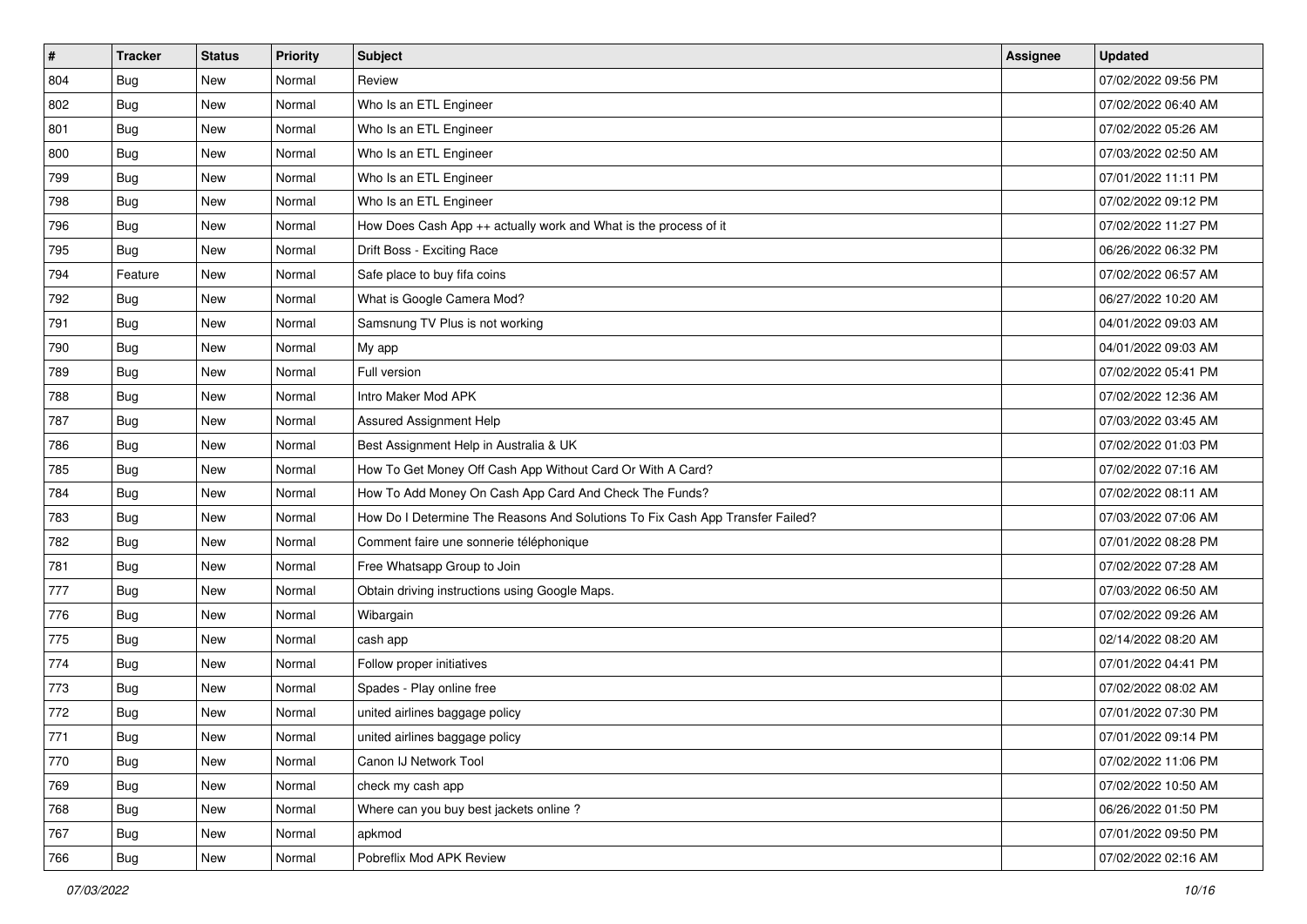| # | Tracker | Status | Priority | Subject | Assignee | Updated |
|---|---|---|---|---|---|---|
| 804 | Bug | New | Normal | Review | | 07/02/2022 09:56 PM |
| 802 | Bug | New | Normal | Who Is an ETL Engineer | | 07/02/2022 06:40 AM |
| 801 | Bug | New | Normal | Who Is an ETL Engineer | | 07/02/2022 05:26 AM |
| 800 | Bug | New | Normal | Who Is an ETL Engineer | | 07/03/2022 02:50 AM |
| 799 | Bug | New | Normal | Who Is an ETL Engineer | | 07/01/2022 11:11 PM |
| 798 | Bug | New | Normal | Who Is an ETL Engineer | | 07/02/2022 09:12 PM |
| 796 | Bug | New | Normal | How Does Cash App ++ actually work and What is the process of it | | 07/02/2022 11:27 PM |
| 795 | Bug | New | Normal | Drift Boss - Exciting Race | | 06/26/2022 06:32 PM |
| 794 | Feature | New | Normal | Safe place to buy fifa coins | | 07/02/2022 06:57 AM |
| 792 | Bug | New | Normal | What is Google Camera Mod? | | 06/27/2022 10:20 AM |
| 791 | Bug | New | Normal | Samsnung TV Plus is not working | | 04/01/2022 09:03 AM |
| 790 | Bug | New | Normal | My app | | 04/01/2022 09:03 AM |
| 789 | Bug | New | Normal | Full version | | 07/02/2022 05:41 PM |
| 788 | Bug | New | Normal | Intro Maker Mod APK | | 07/02/2022 12:36 AM |
| 787 | Bug | New | Normal | Assured Assignment Help | | 07/03/2022 03:45 AM |
| 786 | Bug | New | Normal | Best Assignment Help in Australia & UK | | 07/02/2022 01:03 PM |
| 785 | Bug | New | Normal | How To Get Money Off Cash App Without Card Or With A Card? | | 07/02/2022 07:16 AM |
| 784 | Bug | New | Normal | How To Add Money On Cash App Card And Check The Funds? | | 07/02/2022 08:11 AM |
| 783 | Bug | New | Normal | How Do I Determine The Reasons And Solutions To Fix Cash App Transfer Failed? | | 07/03/2022 07:06 AM |
| 782 | Bug | New | Normal | Comment faire une sonnerie téléphonique | | 07/01/2022 08:28 PM |
| 781 | Bug | New | Normal | Free Whatsapp Group to Join | | 07/02/2022 07:28 AM |
| 777 | Bug | New | Normal | Obtain driving instructions using Google Maps. | | 07/03/2022 06:50 AM |
| 776 | Bug | New | Normal | Wibargain | | 07/02/2022 09:26 AM |
| 775 | Bug | New | Normal | cash app | | 02/14/2022 08:20 AM |
| 774 | Bug | New | Normal | Follow proper initiatives | | 07/01/2022 04:41 PM |
| 773 | Bug | New | Normal | Spades - Play online free | | 07/02/2022 08:02 AM |
| 772 | Bug | New | Normal | united airlines baggage policy | | 07/01/2022 07:30 PM |
| 771 | Bug | New | Normal | united airlines baggage policy | | 07/01/2022 09:14 PM |
| 770 | Bug | New | Normal | Canon IJ Network Tool | | 07/02/2022 11:06 PM |
| 769 | Bug | New | Normal | check my cash app | | 07/02/2022 10:50 AM |
| 768 | Bug | New | Normal | Where can you buy best jackets online ? | | 06/26/2022 01:50 PM |
| 767 | Bug | New | Normal | apkmod | | 07/01/2022 09:50 PM |
| 766 | Bug | New | Normal | Pobreflix Mod APK Review | | 07/02/2022 02:16 AM |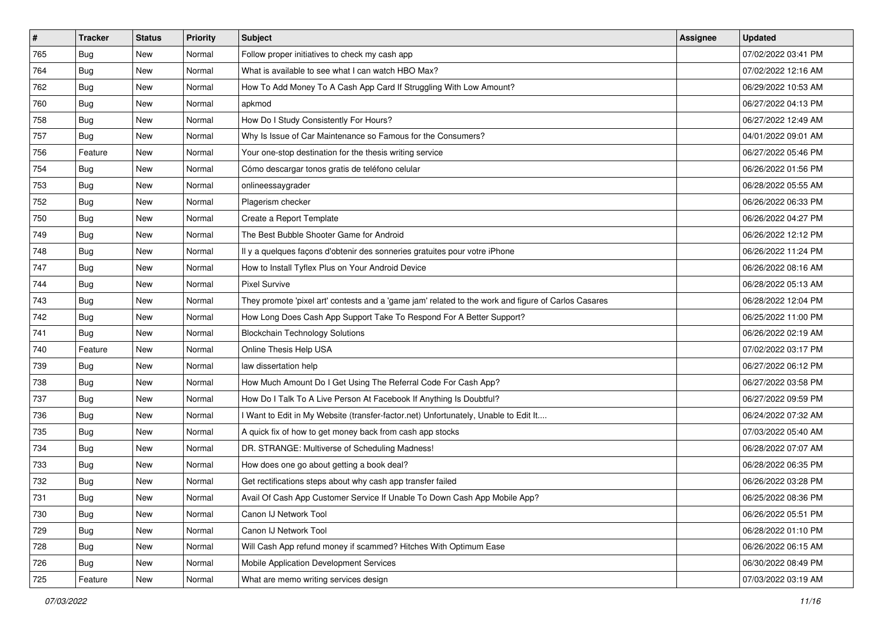| # | Tracker | Status | Priority | Subject | Assignee | Updated |
| --- | --- | --- | --- | --- | --- | --- |
| 765 | Bug | New | Normal | Follow proper initiatives to check my cash app | | 07/02/2022 03:41 PM |
| 764 | Bug | New | Normal | What is available to see what I can watch HBO Max? | | 07/02/2022 12:16 AM |
| 762 | Bug | New | Normal | How To Add Money To A Cash App Card If Struggling With Low Amount? | | 06/29/2022 10:53 AM |
| 760 | Bug | New | Normal | apkmod | | 06/27/2022 04:13 PM |
| 758 | Bug | New | Normal | How Do I Study Consistently For Hours? | | 06/27/2022 12:49 AM |
| 757 | Bug | New | Normal | Why Is Issue of Car Maintenance so Famous for the Consumers? | | 04/01/2022 09:01 AM |
| 756 | Feature | New | Normal | Your one-stop destination for the thesis writing service | | 06/27/2022 05:46 PM |
| 754 | Bug | New | Normal | Cómo descargar tonos gratis de teléfono celular | | 06/26/2022 01:56 PM |
| 753 | Bug | New | Normal | onlineessaygrader | | 06/28/2022 05:55 AM |
| 752 | Bug | New | Normal | Plagerism checker | | 06/26/2022 06:33 PM |
| 750 | Bug | New | Normal | Create a Report Template | | 06/26/2022 04:27 PM |
| 749 | Bug | New | Normal | The Best Bubble Shooter Game for Android | | 06/26/2022 12:12 PM |
| 748 | Bug | New | Normal | Il y a quelques façons d'obtenir des sonneries gratuites pour votre iPhone | | 06/26/2022 11:24 PM |
| 747 | Bug | New | Normal | How to Install Tyflex Plus on Your Android Device | | 06/26/2022 08:16 AM |
| 744 | Bug | New | Normal | Pixel Survive | | 06/28/2022 05:13 AM |
| 743 | Bug | New | Normal | They promote 'pixel art' contests and a 'game jam' related to the work and figure of Carlos Casares | | 06/28/2022 12:04 PM |
| 742 | Bug | New | Normal | How Long Does Cash App Support Take To Respond For A Better Support? | | 06/25/2022 11:00 PM |
| 741 | Bug | New | Normal | Blockchain Technology Solutions | | 06/26/2022 02:19 AM |
| 740 | Feature | New | Normal | Online Thesis Help USA | | 07/02/2022 03:17 PM |
| 739 | Bug | New | Normal | law dissertation help | | 06/27/2022 06:12 PM |
| 738 | Bug | New | Normal | How Much Amount Do I Get Using The Referral Code For Cash App? | | 06/27/2022 03:58 PM |
| 737 | Bug | New | Normal | How Do I Talk To A Live Person At Facebook If Anything Is Doubtful? | | 06/27/2022 09:59 PM |
| 736 | Bug | New | Normal | I Want to Edit in My Website (transfer-factor.net) Unfortunately, Unable to Edit It.... | | 06/24/2022 07:32 AM |
| 735 | Bug | New | Normal | A quick fix of how to get money back from cash app stocks | | 07/03/2022 05:40 AM |
| 734 | Bug | New | Normal | DR. STRANGE: Multiverse of Scheduling Madness! | | 06/28/2022 07:07 AM |
| 733 | Bug | New | Normal | How does one go about getting a book deal? | | 06/28/2022 06:35 PM |
| 732 | Bug | New | Normal | Get rectifications steps about why cash app transfer failed | | 06/26/2022 03:28 PM |
| 731 | Bug | New | Normal | Avail Of Cash App Customer Service If Unable To Down Cash App Mobile App? | | 06/25/2022 08:36 PM |
| 730 | Bug | New | Normal | Canon IJ Network Tool | | 06/26/2022 05:51 PM |
| 729 | Bug | New | Normal | Canon IJ Network Tool | | 06/28/2022 01:10 PM |
| 728 | Bug | New | Normal | Will Cash App refund money if scammed? Hitches With Optimum Ease | | 06/26/2022 06:15 AM |
| 726 | Bug | New | Normal | Mobile Application Development Services | | 06/30/2022 08:49 PM |
| 725 | Feature | New | Normal | What are memo writing services design | | 07/03/2022 03:19 AM |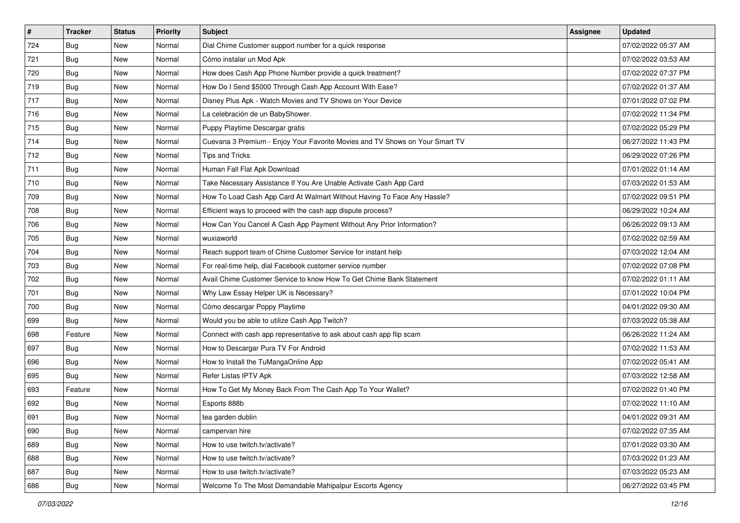| # | Tracker | Status | Priority | Subject | Assignee | Updated |
| --- | --- | --- | --- | --- | --- | --- |
| 724 | Bug | New | Normal | Dial Chime Customer support number for a quick response | | 07/02/2022 05:37 AM |
| 721 | Bug | New | Normal | Cómo instalar un Mod Apk | | 07/02/2022 03:53 AM |
| 720 | Bug | New | Normal | How does Cash App Phone Number provide a quick treatment? | | 07/02/2022 07:37 PM |
| 719 | Bug | New | Normal | How Do I Send $5000 Through Cash App Account With Ease? | | 07/02/2022 01:37 AM |
| 717 | Bug | New | Normal | Disney Plus Apk - Watch Movies and TV Shows on Your Device | | 07/01/2022 07:02 PM |
| 716 | Bug | New | Normal | La celebración de un BabyShower. | | 07/02/2022 11:34 PM |
| 715 | Bug | New | Normal | Puppy Playtime Descargar gratis | | 07/02/2022 05:29 PM |
| 714 | Bug | New | Normal | Cuevana 3 Premium - Enjoy Your Favorite Movies and TV Shows on Your Smart TV | | 06/27/2022 11:43 PM |
| 712 | Bug | New | Normal | Tips and Tricks | | 06/29/2022 07:26 PM |
| 711 | Bug | New | Normal | Human Fall Flat Apk Download | | 07/01/2022 01:14 AM |
| 710 | Bug | New | Normal | Take Necessary Assistance If You Are Unable Activate Cash App Card | | 07/03/2022 01:53 AM |
| 709 | Bug | New | Normal | How To Load Cash App Card At Walmart Without Having To Face Any Hassle? | | 07/02/2022 09:51 PM |
| 708 | Bug | New | Normal | Efficient ways to proceed with the cash app dispute process? | | 06/29/2022 10:24 AM |
| 706 | Bug | New | Normal | How Can You Cancel A Cash App Payment Without Any Prior Information? | | 06/26/2022 09:13 AM |
| 705 | Bug | New | Normal | wuxiaworld | | 07/02/2022 02:59 AM |
| 704 | Bug | New | Normal | Reach support team of Chime Customer Service for instant help | | 07/03/2022 12:04 AM |
| 703 | Bug | New | Normal | For real-time help, dial Facebook customer service number | | 07/02/2022 07:08 PM |
| 702 | Bug | New | Normal | Avail Chime Customer Service to know How To Get Chime Bank Statement | | 07/02/2022 01:11 AM |
| 701 | Bug | New | Normal | Why Law Essay Helper UK is Necessary? | | 07/01/2022 10:04 PM |
| 700 | Bug | New | Normal | Cómo descargar Poppy Playtime | | 04/01/2022 09:30 AM |
| 699 | Bug | New | Normal | Would you be able to utilize Cash App Twitch? | | 07/03/2022 05:38 AM |
| 698 | Feature | New | Normal | Connect with cash app representative to ask about cash app flip scam | | 06/26/2022 11:24 AM |
| 697 | Bug | New | Normal | How to Descargar Pura TV For Android | | 07/02/2022 11:53 AM |
| 696 | Bug | New | Normal | How to Install the TuMangaOnline App | | 07/02/2022 05:41 AM |
| 695 | Bug | New | Normal | Refer Listas IPTV Apk | | 07/03/2022 12:58 AM |
| 693 | Feature | New | Normal | How To Get My Money Back From The Cash App To Your Wallet? | | 07/02/2022 01:40 PM |
| 692 | Bug | New | Normal | Esports 888b | | 07/02/2022 11:10 AM |
| 691 | Bug | New | Normal | tea garden dublin | | 04/01/2022 09:31 AM |
| 690 | Bug | New | Normal | campervan hire | | 07/02/2022 07:35 AM |
| 689 | Bug | New | Normal | How to use twitch.tv/activate? | | 07/01/2022 03:30 AM |
| 688 | Bug | New | Normal | How to use twitch.tv/activate? | | 07/03/2022 01:23 AM |
| 687 | Bug | New | Normal | How to use twitch.tv/activate? | | 07/03/2022 05:23 AM |
| 686 | Bug | New | Normal | Welcome To The Most Demandable Mahipalpur Escorts Agency | | 06/27/2022 03:45 PM |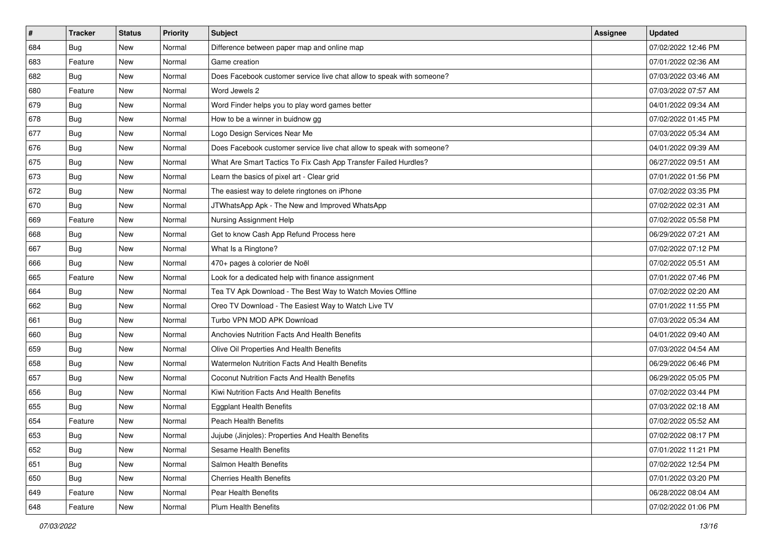| # | Tracker | Status | Priority | Subject | Assignee | Updated |
| --- | --- | --- | --- | --- | --- | --- |
| 684 | Bug | New | Normal | Difference between paper map and online map | | 07/02/2022 12:46 PM |
| 683 | Feature | New | Normal | Game creation | | 07/01/2022 02:36 AM |
| 682 | Bug | New | Normal | Does Facebook customer service live chat allow to speak with someone? | | 07/03/2022 03:46 AM |
| 680 | Feature | New | Normal | Word Jewels 2 | | 07/03/2022 07:57 AM |
| 679 | Bug | New | Normal | Word Finder helps you to play word games better | | 04/01/2022 09:34 AM |
| 678 | Bug | New | Normal | How to be a winner in buidnow gg | | 07/02/2022 01:45 PM |
| 677 | Bug | New | Normal | Logo Design Services Near Me | | 07/03/2022 05:34 AM |
| 676 | Bug | New | Normal | Does Facebook customer service live chat allow to speak with someone? | | 04/01/2022 09:39 AM |
| 675 | Bug | New | Normal | What Are Smart Tactics To Fix Cash App Transfer Failed Hurdles? | | 06/27/2022 09:51 AM |
| 673 | Bug | New | Normal | Learn the basics of pixel art - Clear grid | | 07/01/2022 01:56 PM |
| 672 | Bug | New | Normal | The easiest way to delete ringtones on iPhone | | 07/02/2022 03:35 PM |
| 670 | Bug | New | Normal | JTWhatsApp Apk - The New and Improved WhatsApp | | 07/02/2022 02:31 AM |
| 669 | Feature | New | Normal | Nursing Assignment Help | | 07/02/2022 05:58 PM |
| 668 | Bug | New | Normal | Get to know Cash App Refund Process here | | 06/29/2022 07:21 AM |
| 667 | Bug | New | Normal | What Is a Ringtone? | | 07/02/2022 07:12 PM |
| 666 | Bug | New | Normal | 470+ pages à colorier de Noël | | 07/02/2022 05:51 AM |
| 665 | Feature | New | Normal | Look for a dedicated help with finance assignment | | 07/01/2022 07:46 PM |
| 664 | Bug | New | Normal | Tea TV Apk Download - The Best Way to Watch Movies Offline | | 07/02/2022 02:20 AM |
| 662 | Bug | New | Normal | Oreo TV Download - The Easiest Way to Watch Live TV | | 07/01/2022 11:55 PM |
| 661 | Bug | New | Normal | Turbo VPN MOD APK Download | | 07/03/2022 05:34 AM |
| 660 | Bug | New | Normal | Anchovies Nutrition Facts And Health Benefits | | 04/01/2022 09:40 AM |
| 659 | Bug | New | Normal | Olive Oil Properties And Health Benefits | | 07/03/2022 04:54 AM |
| 658 | Bug | New | Normal | Watermelon Nutrition Facts And Health Benefits | | 06/29/2022 06:46 PM |
| 657 | Bug | New | Normal | Coconut Nutrition Facts And Health Benefits | | 06/29/2022 05:05 PM |
| 656 | Bug | New | Normal | Kiwi Nutrition Facts And Health Benefits | | 07/02/2022 03:44 PM |
| 655 | Bug | New | Normal | Eggplant Health Benefits | | 07/03/2022 02:18 AM |
| 654 | Feature | New | Normal | Peach Health Benefits | | 07/02/2022 05:52 AM |
| 653 | Bug | New | Normal | Jujube (Jinjoles): Properties And Health Benefits | | 07/02/2022 08:17 PM |
| 652 | Bug | New | Normal | Sesame Health Benefits | | 07/01/2022 11:21 PM |
| 651 | Bug | New | Normal | Salmon Health Benefits | | 07/02/2022 12:54 PM |
| 650 | Bug | New | Normal | Cherries Health Benefits | | 07/01/2022 03:20 PM |
| 649 | Feature | New | Normal | Pear Health Benefits | | 06/28/2022 08:04 AM |
| 648 | Feature | New | Normal | Plum Health Benefits | | 07/02/2022 01:06 PM |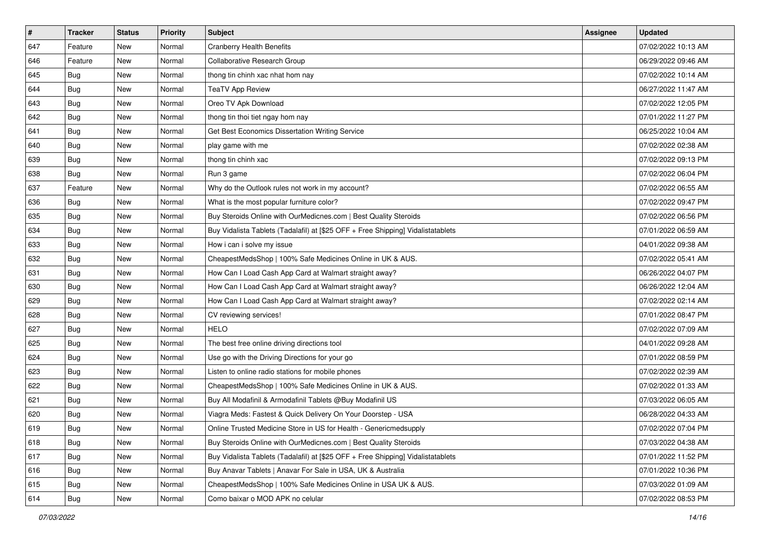| # | Tracker | Status | Priority | Subject | Assignee | Updated |
|---|---|---|---|---|---|---|
| 647 | Feature | New | Normal | Cranberry Health Benefits | | 07/02/2022 10:13 AM |
| 646 | Feature | New | Normal | Collaborative Research Group | | 06/29/2022 09:46 AM |
| 645 | Bug | New | Normal | thong tin chinh xac nhat hom nay | | 07/02/2022 10:14 AM |
| 644 | Bug | New | Normal | TeaTV App Review | | 06/27/2022 11:47 AM |
| 643 | Bug | New | Normal | Oreo TV Apk Download | | 07/02/2022 12:05 PM |
| 642 | Bug | New | Normal | thong tin thoi tiet ngay hom nay | | 07/01/2022 11:27 PM |
| 641 | Bug | New | Normal | Get Best Economics Dissertation Writing Service | | 06/25/2022 10:04 AM |
| 640 | Bug | New | Normal | play game with me | | 07/02/2022 02:38 AM |
| 639 | Bug | New | Normal | thong tin chinh xac | | 07/02/2022 09:13 PM |
| 638 | Bug | New | Normal | Run 3 game | | 07/02/2022 06:04 PM |
| 637 | Feature | New | Normal | Why do the Outlook rules not work in my account? | | 07/02/2022 06:55 AM |
| 636 | Bug | New | Normal | What is the most popular furniture color? | | 07/02/2022 09:47 PM |
| 635 | Bug | New | Normal | Buy Steroids Online with OurMedicnes.com \| Best Quality Steroids | | 07/02/2022 06:56 PM |
| 634 | Bug | New | Normal | Buy Vidalista Tablets (Tadalafil) at [$25 OFF + Free Shipping] Vidalistatablets | | 07/01/2022 06:59 AM |
| 633 | Bug | New | Normal | How i can i solve my issue | | 04/01/2022 09:38 AM |
| 632 | Bug | New | Normal | CheapestMedsShop \| 100% Safe Medicines Online in UK & AUS. | | 07/02/2022 05:41 AM |
| 631 | Bug | New | Normal | How Can I Load Cash App Card at Walmart straight away? | | 06/26/2022 04:07 PM |
| 630 | Bug | New | Normal | How Can I Load Cash App Card at Walmart straight away? | | 06/26/2022 12:04 AM |
| 629 | Bug | New | Normal | How Can I Load Cash App Card at Walmart straight away? | | 07/02/2022 02:14 AM |
| 628 | Bug | New | Normal | CV reviewing services! | | 07/01/2022 08:47 PM |
| 627 | Bug | New | Normal | HELO | | 07/02/2022 07:09 AM |
| 625 | Bug | New | Normal | The best free online driving directions tool | | 04/01/2022 09:28 AM |
| 624 | Bug | New | Normal | Use go with the Driving Directions for your go | | 07/01/2022 08:59 PM |
| 623 | Bug | New | Normal | Listen to online radio stations for mobile phones | | 07/02/2022 02:39 AM |
| 622 | Bug | New | Normal | CheapestMedsShop \| 100% Safe Medicines Online in UK & AUS. | | 07/02/2022 01:33 AM |
| 621 | Bug | New | Normal | Buy All Modafinil & Armodafinil Tablets @Buy Modafinil US | | 07/03/2022 06:05 AM |
| 620 | Bug | New | Normal | Viagra Meds: Fastest & Quick Delivery On Your Doorstep - USA | | 06/28/2022 04:33 AM |
| 619 | Bug | New | Normal | Online Trusted Medicine Store in US for Health - Genericmedsupply | | 07/02/2022 07:04 PM |
| 618 | Bug | New | Normal | Buy Steroids Online with OurMedicnes.com \| Best Quality Steroids | | 07/03/2022 04:38 AM |
| 617 | Bug | New | Normal | Buy Vidalista Tablets (Tadalafil) at [$25 OFF + Free Shipping] Vidalistatablets | | 07/01/2022 11:52 PM |
| 616 | Bug | New | Normal | Buy Anavar Tablets \| Anavar For Sale in USA, UK & Australia | | 07/01/2022 10:36 PM |
| 615 | Bug | New | Normal | CheapestMedsShop \| 100% Safe Medicines Online in USA UK & AUS. | | 07/03/2022 01:09 AM |
| 614 | Bug | New | Normal | Como baixar o MOD APK no celular | | 07/02/2022 08:53 PM |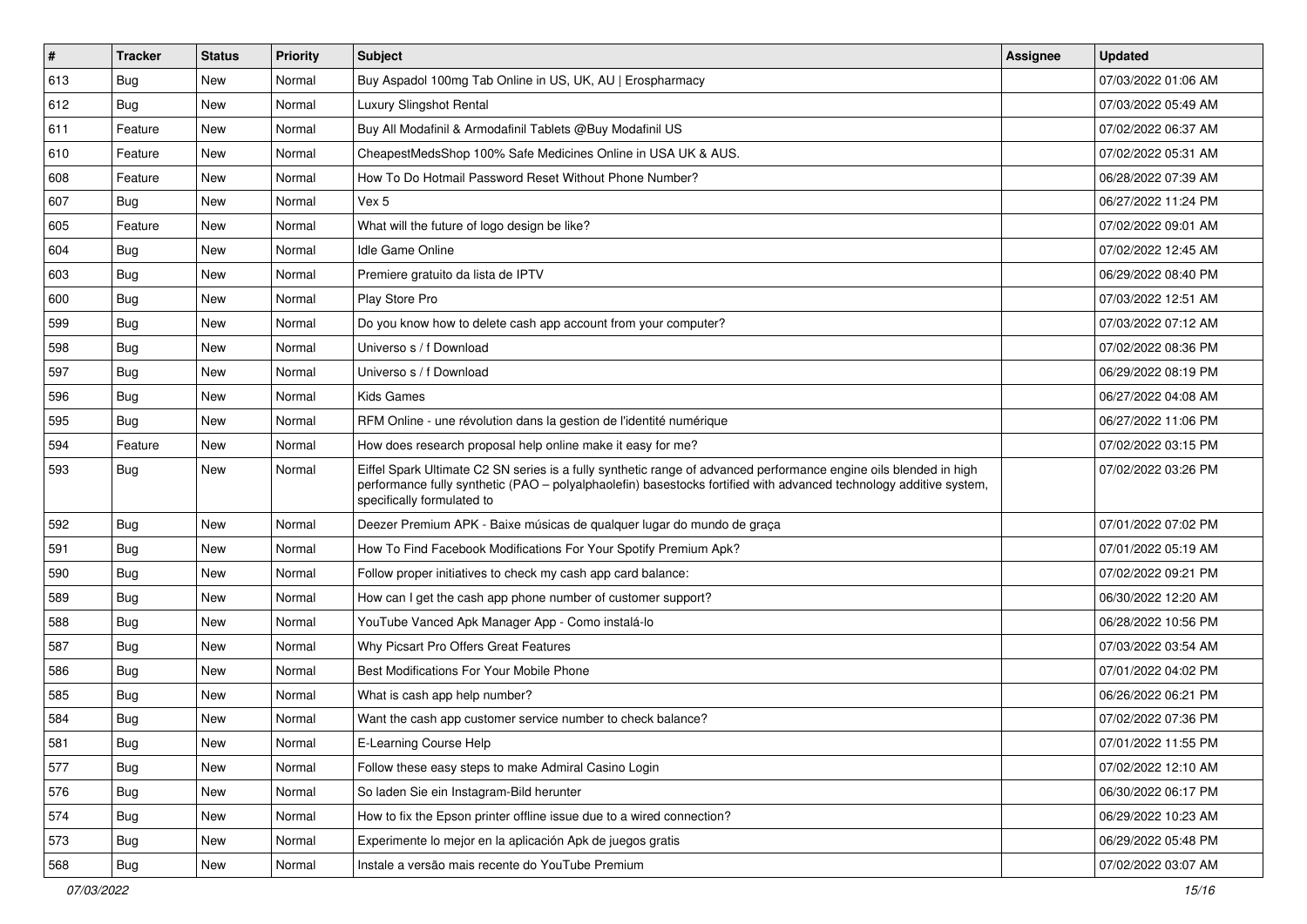| # | Tracker | Status | Priority | Subject | Assignee | Updated |
| --- | --- | --- | --- | --- | --- | --- |
| 613 | Bug | New | Normal | Buy Aspadol 100mg Tab Online in US, UK, AU \| Erospharmacy |  | 07/03/2022 01:06 AM |
| 612 | Bug | New | Normal | Luxury Slingshot Rental |  | 07/03/2022 05:49 AM |
| 611 | Feature | New | Normal | Buy All Modafinil & Armodafinil Tablets @Buy Modafinil US |  | 07/02/2022 06:37 AM |
| 610 | Feature | New | Normal | CheapestMedsShop 100% Safe Medicines Online in USA UK & AUS. |  | 07/02/2022 05:31 AM |
| 608 | Feature | New | Normal | How To Do Hotmail Password Reset Without Phone Number? |  | 06/28/2022 07:39 AM |
| 607 | Bug | New | Normal | Vex 5 |  | 06/27/2022 11:24 PM |
| 605 | Feature | New | Normal | What will the future of logo design be like? |  | 07/02/2022 09:01 AM |
| 604 | Bug | New | Normal | Idle Game Online |  | 07/02/2022 12:45 AM |
| 603 | Bug | New | Normal | Premiere gratuito da lista de IPTV |  | 06/29/2022 08:40 PM |
| 600 | Bug | New | Normal | Play Store Pro |  | 07/03/2022 12:51 AM |
| 599 | Bug | New | Normal | Do you know how to delete cash app account from your computer? |  | 07/03/2022 07:12 AM |
| 598 | Bug | New | Normal | Universo s / f Download |  | 07/02/2022 08:36 PM |
| 597 | Bug | New | Normal | Universo s / f Download |  | 06/29/2022 08:19 PM |
| 596 | Bug | New | Normal | Kids Games |  | 06/27/2022 04:08 AM |
| 595 | Bug | New | Normal | RFM Online - une révolution dans la gestion de l'identité numérique |  | 06/27/2022 11:06 PM |
| 594 | Feature | New | Normal | How does research proposal help online make it easy for me? |  | 07/02/2022 03:15 PM |
| 593 | Bug | New | Normal | Eiffel Spark Ultimate C2 SN series is a fully synthetic range of advanced performance engine oils blended in high performance fully synthetic (PAO – polyalphaolefin) basestocks fortified with advanced technology additive system, specifically formulated to |  | 07/02/2022 03:26 PM |
| 592 | Bug | New | Normal | Deezer Premium APK - Baixe músicas de qualquer lugar do mundo de graça |  | 07/01/2022 07:02 PM |
| 591 | Bug | New | Normal | How To Find Facebook Modifications For Your Spotify Premium Apk? |  | 07/01/2022 05:19 AM |
| 590 | Bug | New | Normal | Follow proper initiatives to check my cash app card balance: |  | 07/02/2022 09:21 PM |
| 589 | Bug | New | Normal | How can I get the cash app phone number of customer support? |  | 06/30/2022 12:20 AM |
| 588 | Bug | New | Normal | YouTube Vanced Apk Manager App - Como instalá-lo |  | 06/28/2022 10:56 PM |
| 587 | Bug | New | Normal | Why Picsart Pro Offers Great Features |  | 07/03/2022 03:54 AM |
| 586 | Bug | New | Normal | Best Modifications For Your Mobile Phone |  | 07/01/2022 04:02 PM |
| 585 | Bug | New | Normal | What is cash app help number? |  | 06/26/2022 06:21 PM |
| 584 | Bug | New | Normal | Want the cash app customer service number to check balance? |  | 07/02/2022 07:36 PM |
| 581 | Bug | New | Normal | E-Learning Course Help |  | 07/01/2022 11:55 PM |
| 577 | Bug | New | Normal | Follow these easy steps to make Admiral Casino Login |  | 07/02/2022 12:10 AM |
| 576 | Bug | New | Normal | So laden Sie ein Instagram-Bild herunter |  | 06/30/2022 06:17 PM |
| 574 | Bug | New | Normal | How to fix the Epson printer offline issue due to a wired connection? |  | 06/29/2022 10:23 AM |
| 573 | Bug | New | Normal | Experimente lo mejor en la aplicación Apk de juegos gratis |  | 06/29/2022 05:48 PM |
| 568 | Bug | New | Normal | Instale a versão mais recente do YouTube Premium |  | 07/02/2022 03:07 AM |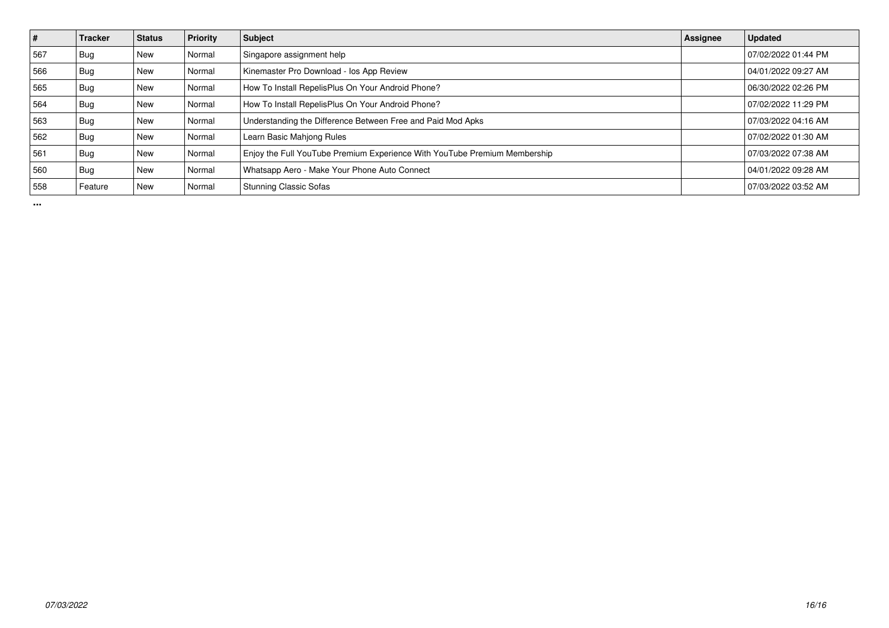| # | Tracker | Status | Priority | Subject | Assignee | Updated |
|---|---|---|---|---|---|---|
| 567 | Bug | New | Normal | Singapore assignment help | | 07/02/2022 01:44 PM |
| 566 | Bug | New | Normal | Kinemaster Pro Download - Ios App Review | | 04/01/2022 09:27 AM |
| 565 | Bug | New | Normal | How To Install RepelisPlus On Your Android Phone? | | 06/30/2022 02:26 PM |
| 564 | Bug | New | Normal | How To Install RepelisPlus On Your Android Phone? | | 07/02/2022 11:29 PM |
| 563 | Bug | New | Normal | Understanding the Difference Between Free and Paid Mod Apks | | 07/03/2022 04:16 AM |
| 562 | Bug | New | Normal | Learn Basic Mahjong Rules | | 07/02/2022 01:30 AM |
| 561 | Bug | New | Normal | Enjoy the Full YouTube Premium Experience With YouTube Premium Membership | | 07/03/2022 07:38 AM |
| 560 | Bug | New | Normal | Whatsapp Aero - Make Your Phone Auto Connect | | 04/01/2022 09:28 AM |
| 558 | Feature | New | Normal | Stunning Classic Sofas | | 07/03/2022 03:52 AM |

...